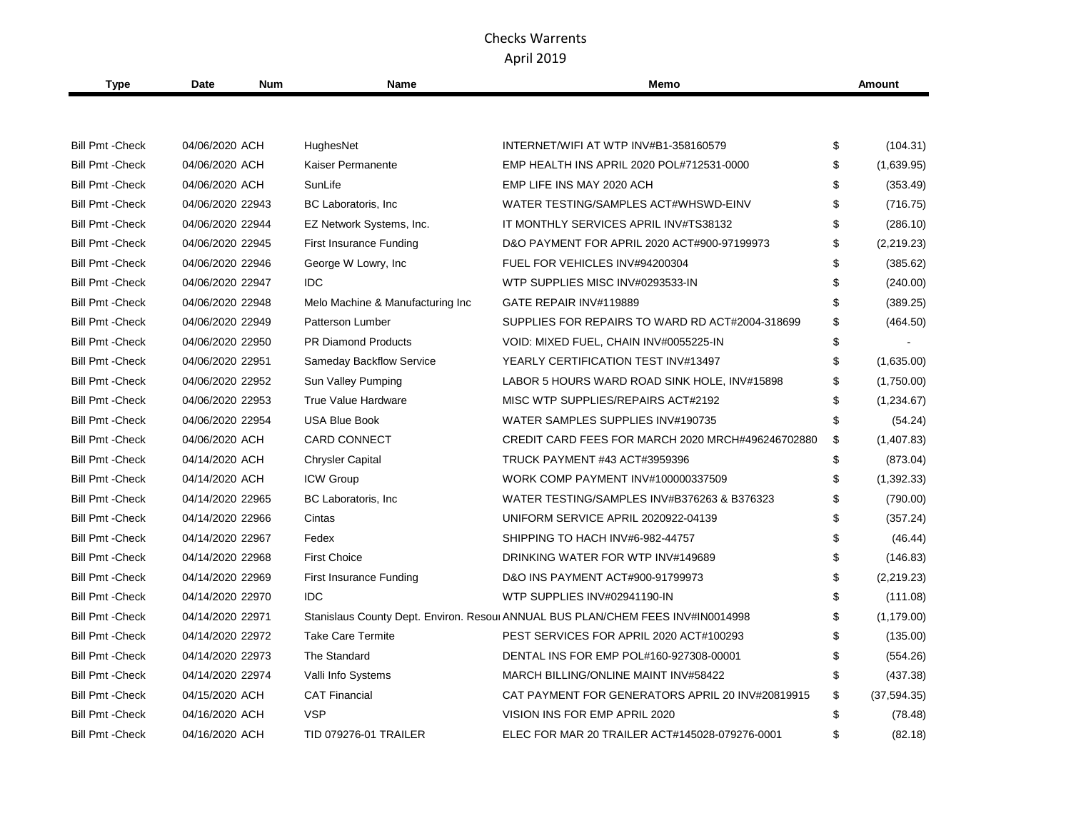# Checks Warrents
## April 2019

| Type | Date | Num | Name | Memo | | Amount |
|---|---|---|---|---|---|---|
| Bill Pmt -Check | 04/06/2020 | ACH | HughesNet | INTERNET/WIFI AT WTP INV#B1-358160579 | $ | (104.31) |
| Bill Pmt -Check | 04/06/2020 | ACH | Kaiser Permanente | EMP HEALTH INS APRIL 2020 POL#712531-0000 | $ | (1,639.95) |
| Bill Pmt -Check | 04/06/2020 | ACH | SunLife | EMP LIFE INS MAY 2020 ACH | $ | (353.49) |
| Bill Pmt -Check | 04/06/2020 | 22943 | BC Laboratoris, Inc | WATER TESTING/SAMPLES ACT#WHSWD-EINV | $ | (716.75) |
| Bill Pmt -Check | 04/06/2020 | 22944 | EZ Network Systems, Inc. | IT MONTHLY SERVICES APRIL INV#TS38132 | $ | (286.10) |
| Bill Pmt -Check | 04/06/2020 | 22945 | First Insurance Funding | D&O PAYMENT FOR APRIL 2020 ACT#900-97199973 | $ | (2,219.23) |
| Bill Pmt -Check | 04/06/2020 | 22946 | George W Lowry, Inc | FUEL FOR VEHICLES INV#94200304 | $ | (385.62) |
| Bill Pmt -Check | 04/06/2020 | 22947 | IDC | WTP SUPPLIES MISC INV#0293533-IN | $ | (240.00) |
| Bill Pmt -Check | 04/06/2020 | 22948 | Melo Machine & Manufacturing Inc | GATE REPAIR INV#119889 | $ | (389.25) |
| Bill Pmt -Check | 04/06/2020 | 22949 | Patterson Lumber | SUPPLIES FOR REPAIRS TO WARD RD ACT#2004-318699 | $ | (464.50) |
| Bill Pmt -Check | 04/06/2020 | 22950 | PR Diamond Products | VOID: MIXED FUEL, CHAIN INV#0055225-IN | $ | - |
| Bill Pmt -Check | 04/06/2020 | 22951 | Sameday Backflow Service | YEARLY CERTIFICATION TEST INV#13497 | $ | (1,635.00) |
| Bill Pmt -Check | 04/06/2020 | 22952 | Sun Valley Pumping | LABOR 5 HOURS WARD ROAD SINK HOLE, INV#15898 | $ | (1,750.00) |
| Bill Pmt -Check | 04/06/2020 | 22953 | True Value Hardware | MISC WTP SUPPLIES/REPAIRS ACT#2192 | $ | (1,234.67) |
| Bill Pmt -Check | 04/06/2020 | 22954 | USA Blue Book | WATER SAMPLES SUPPLIES INV#190735 | $ | (54.24) |
| Bill Pmt -Check | 04/06/2020 | ACH | CARD CONNECT | CREDIT CARD FEES FOR MARCH 2020 MRCH#496246702880 | $ | (1,407.83) |
| Bill Pmt -Check | 04/14/2020 | ACH | Chrysler Capital | TRUCK PAYMENT #43 ACT#3959396 | $ | (873.04) |
| Bill Pmt -Check | 04/14/2020 | ACH | ICW Group | WORK COMP PAYMENT INV#100000337509 | $ | (1,392.33) |
| Bill Pmt -Check | 04/14/2020 | 22965 | BC Laboratoris, Inc | WATER TESTING/SAMPLES INV#B376263 & B376323 | $ | (790.00) |
| Bill Pmt -Check | 04/14/2020 | 22966 | Cintas | UNIFORM SERVICE APRIL 2020922-04139 | $ | (357.24) |
| Bill Pmt -Check | 04/14/2020 | 22967 | Fedex | SHIPPING TO HACH INV#6-982-44757 | $ | (46.44) |
| Bill Pmt -Check | 04/14/2020 | 22968 | First Choice | DRINKING WATER FOR WTP INV#149689 | $ | (146.83) |
| Bill Pmt -Check | 04/14/2020 | 22969 | First Insurance Funding | D&O INS PAYMENT ACT#900-91799973 | $ | (2,219.23) |
| Bill Pmt -Check | 04/14/2020 | 22970 | IDC | WTP SUPPLIES INV#02941190-IN | $ | (111.08) |
| Bill Pmt -Check | 04/14/2020 | 22971 | Stanislaus County Dept. Environ. Resour | ANNUAL BUS PLAN/CHEM FEES INV#IN0014998 | $ | (1,179.00) |
| Bill Pmt -Check | 04/14/2020 | 22972 | Take Care Termite | PEST SERVICES FOR APRIL 2020 ACT#100293 | $ | (135.00) |
| Bill Pmt -Check | 04/14/2020 | 22973 | The Standard | DENTAL INS FOR EMP POL#160-927308-00001 | $ | (554.26) |
| Bill Pmt -Check | 04/14/2020 | 22974 | Valli Info Systems | MARCH BILLING/ONLINE MAINT INV#58422 | $ | (437.38) |
| Bill Pmt -Check | 04/15/2020 | ACH | CAT Financial | CAT PAYMENT FOR GENERATORS APRIL 20 INV#20819915 | $ | (37,594.35) |
| Bill Pmt -Check | 04/16/2020 | ACH | VSP | VISION INS FOR EMP APRIL 2020 | $ | (78.48) |
| Bill Pmt -Check | 04/16/2020 | ACH | TID 079276-01 TRAILER | ELEC FOR MAR 20 TRAILER ACT#145028-079276-0001 | $ | (82.18) |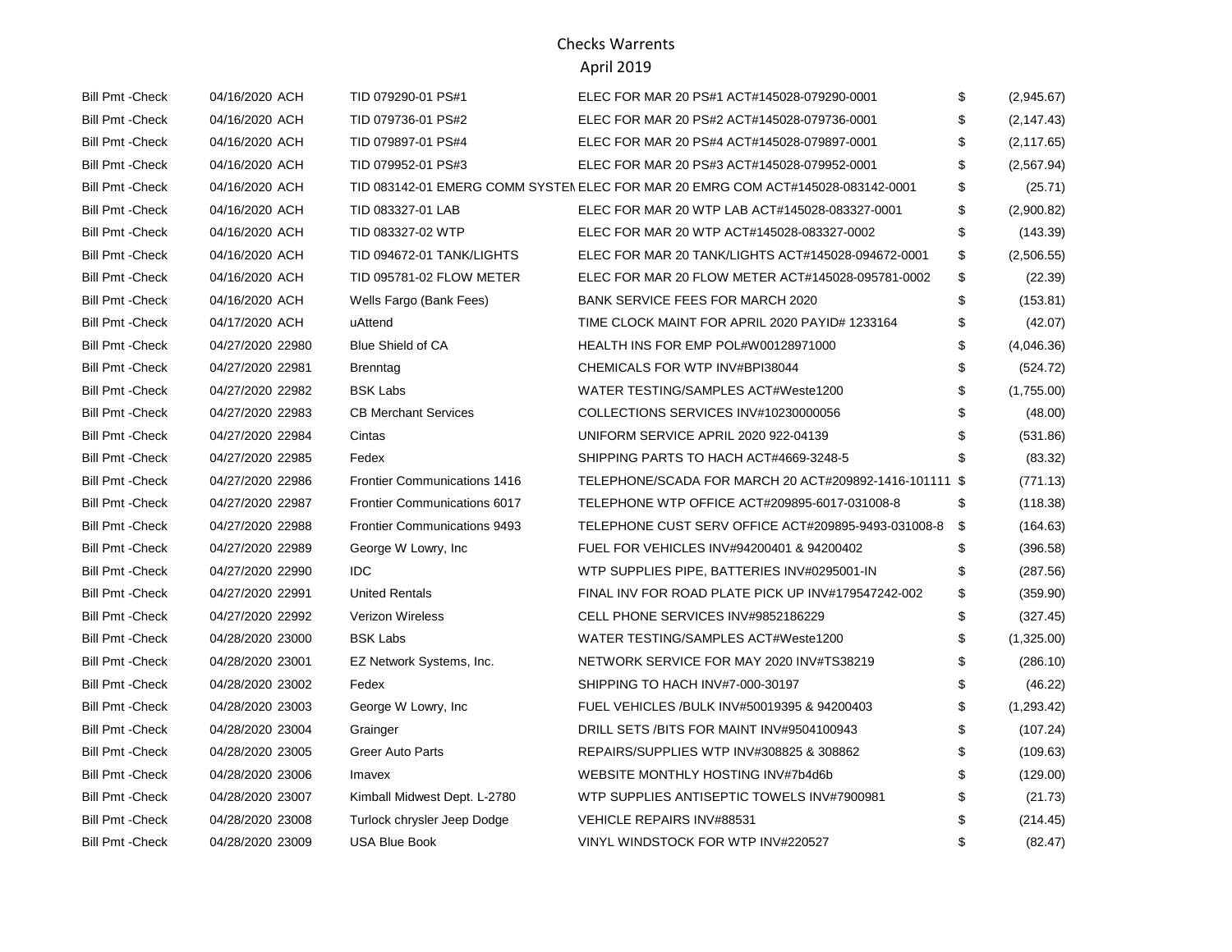# Checks Warrents

## April 2019

| | | | | | | |
|---|---|---|---|---|---|---|
| Bill Pmt -Check | 04/16/2020 | ACH | TID 079290-01 PS#1 | ELEC FOR MAR 20 PS#1 ACT#145028-079290-0001 | $ | (2,945.67) |
| Bill Pmt -Check | 04/16/2020 | ACH | TID 079736-01 PS#2 | ELEC FOR MAR 20 PS#2 ACT#145028-079736-0001 | $ | (2,147.43) |
| Bill Pmt -Check | 04/16/2020 | ACH | TID 079897-01 PS#4 | ELEC FOR MAR 20 PS#4 ACT#145028-079897-0001 | $ | (2,117.65) |
| Bill Pmt -Check | 04/16/2020 | ACH | TID 079952-01 PS#3 | ELEC FOR MAR 20 PS#3 ACT#145028-079952-0001 | $ | (2,567.94) |
| Bill Pmt -Check | 04/16/2020 | ACH | TID 083142-01 EMERG COMM SYSTEM | ELEC FOR MAR 20 EMRG COM ACT#145028-083142-0001 | $ | (25.71) |
| Bill Pmt -Check | 04/16/2020 | ACH | TID 083327-01 LAB | ELEC FOR MAR 20 WTP LAB ACT#145028-083327-0001 | $ | (2,900.82) |
| Bill Pmt -Check | 04/16/2020 | ACH | TID 083327-02 WTP | ELEC FOR MAR 20 WTP ACT#145028-083327-0002 | $ | (143.39) |
| Bill Pmt -Check | 04/16/2020 | ACH | TID 094672-01 TANK/LIGHTS | ELEC FOR MAR 20 TANK/LIGHTS ACT#145028-094672-0001 | $ | (2,506.55) |
| Bill Pmt -Check | 04/16/2020 | ACH | TID 095781-02 FLOW METER | ELEC FOR MAR 20 FLOW METER ACT#145028-095781-0002 | $ | (22.39) |
| Bill Pmt -Check | 04/16/2020 | ACH | Wells Fargo (Bank Fees) | BANK SERVICE FEES FOR MARCH 2020 | $ | (153.81) |
| Bill Pmt -Check | 04/17/2020 | ACH | uAttend | TIME CLOCK MAINT FOR APRIL 2020 PAYID# 1233164 | $ | (42.07) |
| Bill Pmt -Check | 04/27/2020 | 22980 | Blue Shield of CA | HEALTH INS FOR EMP POL#W00128971000 | $ | (4,046.36) |
| Bill Pmt -Check | 04/27/2020 | 22981 | Brenntag | CHEMICALS FOR WTP INV#BPI38044 | $ | (524.72) |
| Bill Pmt -Check | 04/27/2020 | 22982 | BSK Labs | WATER TESTING/SAMPLES ACT#Weste1200 | $ | (1,755.00) |
| Bill Pmt -Check | 04/27/2020 | 22983 | CB Merchant Services | COLLECTIONS SERVICES INV#10230000056 | $ | (48.00) |
| Bill Pmt -Check | 04/27/2020 | 22984 | Cintas | UNIFORM SERVICE APRIL 2020 922-04139 | $ | (531.86) |
| Bill Pmt -Check | 04/27/2020 | 22985 | Fedex | SHIPPING PARTS TO HACH ACT#4669-3248-5 | $ | (83.32) |
| Bill Pmt -Check | 04/27/2020 | 22986 | Frontier Communications 1416 | TELEPHONE/SCADA FOR MARCH 20 ACT#209892-1416-101111 | $ | (771.13) |
| Bill Pmt -Check | 04/27/2020 | 22987 | Frontier Communications 6017 | TELEPHONE WTP OFFICE ACT#209895-6017-031008-8 | $ | (118.38) |
| Bill Pmt -Check | 04/27/2020 | 22988 | Frontier Communications 9493 | TELEPHONE CUST SERV OFFICE ACT#209895-9493-031008-8 | $ | (164.63) |
| Bill Pmt -Check | 04/27/2020 | 22989 | George W Lowry, Inc | FUEL FOR VEHICLES INV#94200401 & 94200402 | $ | (396.58) |
| Bill Pmt -Check | 04/27/2020 | 22990 | IDC | WTP SUPPLIES PIPE, BATTERIES INV#0295001-IN | $ | (287.56) |
| Bill Pmt -Check | 04/27/2020 | 22991 | United Rentals | FINAL INV FOR ROAD PLATE PICK UP INV#179547242-002 | $ | (359.90) |
| Bill Pmt -Check | 04/27/2020 | 22992 | Verizon Wireless | CELL PHONE SERVICES INV#9852186229 | $ | (327.45) |
| Bill Pmt -Check | 04/28/2020 | 23000 | BSK Labs | WATER TESTING/SAMPLES ACT#Weste1200 | $ | (1,325.00) |
| Bill Pmt -Check | 04/28/2020 | 23001 | EZ Network Systems, Inc. | NETWORK SERVICE FOR MAY 2020 INV#TS38219 | $ | (286.10) |
| Bill Pmt -Check | 04/28/2020 | 23002 | Fedex | SHIPPING TO HACH INV#7-000-30197 | $ | (46.22) |
| Bill Pmt -Check | 04/28/2020 | 23003 | George W Lowry, Inc | FUEL VEHICLES /BULK INV#50019395 & 94200403 | $ | (1,293.42) |
| Bill Pmt -Check | 04/28/2020 | 23004 | Grainger | DRILL SETS /BITS FOR MAINT INV#9504100943 | $ | (107.24) |
| Bill Pmt -Check | 04/28/2020 | 23005 | Greer Auto Parts | REPAIRS/SUPPLIES WTP INV#308825 & 308862 | $ | (109.63) |
| Bill Pmt -Check | 04/28/2020 | 23006 | Imavex | WEBSITE MONTHLY HOSTING INV#7b4d6b | $ | (129.00) |
| Bill Pmt -Check | 04/28/2020 | 23007 | Kimball Midwest Dept. L-2780 | WTP SUPPLIES ANTISEPTIC TOWELS INV#7900981 | $ | (21.73) |
| Bill Pmt -Check | 04/28/2020 | 23008 | Turlock chrysler Jeep Dodge | VEHICLE REPAIRS INV#88531 | $ | (214.45) |
| Bill Pmt -Check | 04/28/2020 | 23009 | USA Blue Book | VINYL WINDSTOCK FOR WTP INV#220527 | $ | (82.47) |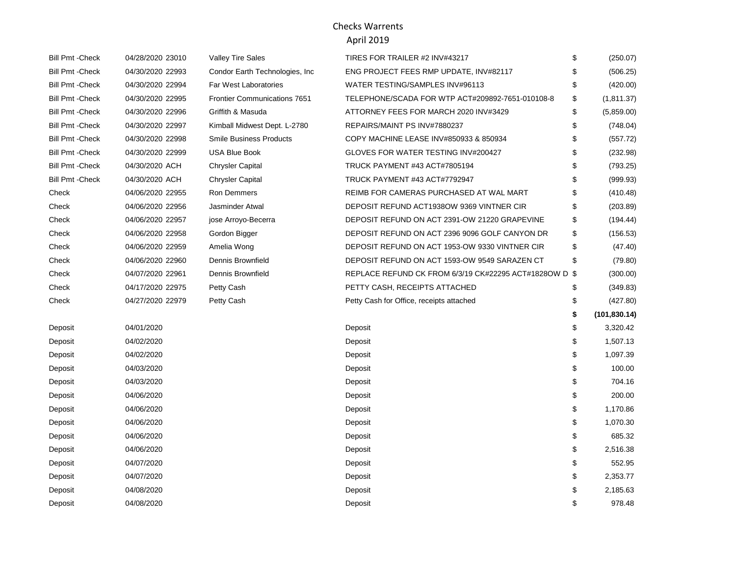# Checks Warrents

## April 2019

| Type | Date Num | Name | Memo | | Amount |
|---|---|---|---|---|---|
| Bill Pmt -Check | 04/28/2020 23010 | Valley Tire Sales | TIRES FOR TRAILER #2 INV#43217 | $ | (250.07) |
| Bill Pmt -Check | 04/30/2020 22993 | Condor Earth Technologies, Inc | ENG PROJECT FEES RMP UPDATE, INV#82117 | $ | (506.25) |
| Bill Pmt -Check | 04/30/2020 22994 | Far West Laboratories | WATER TESTING/SAMPLES INV#96113 | $ | (420.00) |
| Bill Pmt -Check | 04/30/2020 22995 | Frontier Communications 7651 | TELEPHONE/SCADA FOR WTP ACT#209892-7651-010108-8 | $ | (1,811.37) |
| Bill Pmt -Check | 04/30/2020 22996 | Griffith & Masuda | ATTORNEY FEES FOR MARCH 2020 INV#3429 | $ | (5,859.00) |
| Bill Pmt -Check | 04/30/2020 22997 | Kimball Midwest Dept. L-2780 | REPAIRS/MAINT PS INV#7880237 | $ | (748.04) |
| Bill Pmt -Check | 04/30/2020 22998 | Smile Business Products | COPY MACHINE LEASE INV#850933 & 850934 | $ | (557.72) |
| Bill Pmt -Check | 04/30/2020 22999 | USA Blue Book | GLOVES FOR WATER TESTING INV#200427 | $ | (232.98) |
| Bill Pmt -Check | 04/30/2020 ACH | Chrysler Capital | TRUCK PAYMENT #43 ACT#7805194 | $ | (793.25) |
| Bill Pmt -Check | 04/30/2020 ACH | Chrysler Capital | TRUCK PAYMENT #43 ACT#7792947 | $ | (999.93) |
| Check | 04/06/2020 22955 | Ron Demmers | REIMB FOR CAMERAS PURCHASED AT WAL MART | $ | (410.48) |
| Check | 04/06/2020 22956 | Jasminder Atwal | DEPOSIT REFUND ACT1938OW 9369 VINTNER CIR | $ | (203.89) |
| Check | 04/06/2020 22957 | jose Arroyo-Becerra | DEPOSIT REFUND ON ACT 2391-OW 21220 GRAPEVINE | $ | (194.44) |
| Check | 04/06/2020 22958 | Gordon Bigger | DEPOSIT REFUND ON ACT 2396 9096 GOLF CANYON DR | $ | (156.53) |
| Check | 04/06/2020 22959 | Amelia Wong | DEPOSIT REFUND ON ACT 1953-OW 9330 VINTNER CIR | $ | (47.40) |
| Check | 04/06/2020 22960 | Dennis Brownfield | DEPOSIT REFUND ON ACT 1593-OW 9549 SARAZEN CT | $ | (79.80) |
| Check | 04/07/2020 22961 | Dennis Brownfield | REPLACE REFUND CK FROM 6/3/19 CK#22295 ACT#1828OW D | $ | (300.00) |
| Check | 04/17/2020 22975 | Petty Cash | PETTY CASH, RECEIPTS ATTACHED | $ | (349.83) |
| Check | 04/27/2020 22979 | Petty Cash | Petty Cash for Office, receipts attached | $ | (427.80) |
| | | | | **$** | **(101,830.14)** |
| Deposit | 04/01/2020 | | Deposit | $ | 3,320.42 |
| Deposit | 04/02/2020 | | Deposit | $ | 1,507.13 |
| Deposit | 04/02/2020 | | Deposit | $ | 1,097.39 |
| Deposit | 04/03/2020 | | Deposit | $ | 100.00 |
| Deposit | 04/03/2020 | | Deposit | $ | 704.16 |
| Deposit | 04/06/2020 | | Deposit | $ | 200.00 |
| Deposit | 04/06/2020 | | Deposit | $ | 1,170.86 |
| Deposit | 04/06/2020 | | Deposit | $ | 1,070.30 |
| Deposit | 04/06/2020 | | Deposit | $ | 685.32 |
| Deposit | 04/06/2020 | | Deposit | $ | 2,516.38 |
| Deposit | 04/07/2020 | | Deposit | $ | 552.95 |
| Deposit | 04/07/2020 | | Deposit | $ | 2,353.77 |
| Deposit | 04/08/2020 | | Deposit | $ | 2,185.63 |
| Deposit | 04/08/2020 | | Deposit | $ | 978.48 |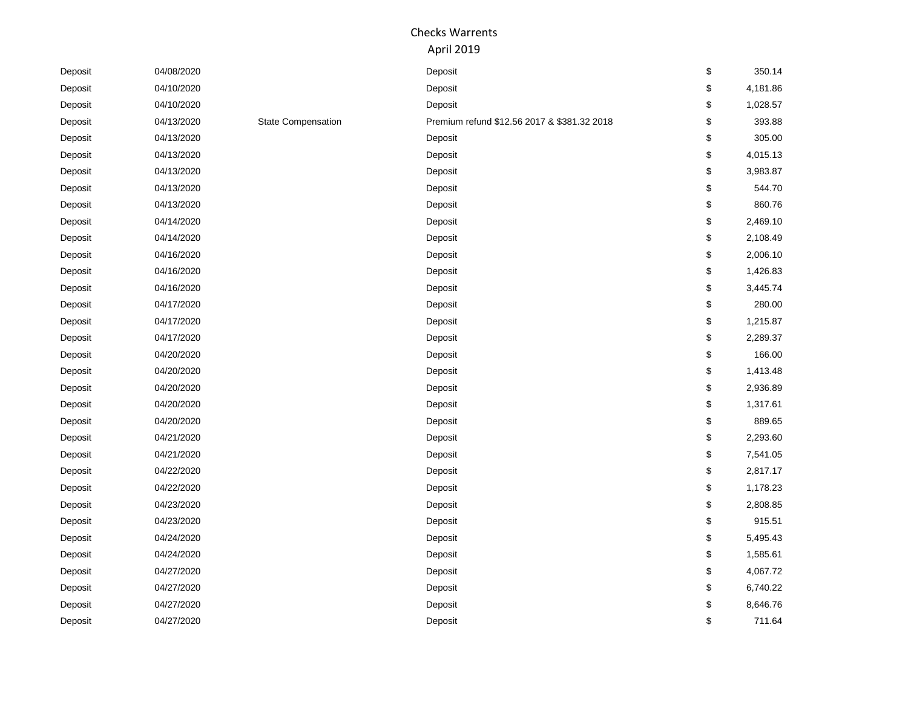# Checks Warrents

## April 2019

| | | | | | |
|---|---|---|---|---|---|
| Deposit | 04/08/2020 | | Deposit | $ | 350.14 |
| Deposit | 04/10/2020 | | Deposit | $ | 4,181.86 |
| Deposit | 04/10/2020 | | Deposit | $ | 1,028.57 |
| Deposit | 04/13/2020 | State Compensation | Premium refund $12.56 2017 & $381.32 2018 | $ | 393.88 |
| Deposit | 04/13/2020 | | Deposit | $ | 305.00 |
| Deposit | 04/13/2020 | | Deposit | $ | 4,015.13 |
| Deposit | 04/13/2020 | | Deposit | $ | 3,983.87 |
| Deposit | 04/13/2020 | | Deposit | $ | 544.70 |
| Deposit | 04/13/2020 | | Deposit | $ | 860.76 |
| Deposit | 04/14/2020 | | Deposit | $ | 2,469.10 |
| Deposit | 04/14/2020 | | Deposit | $ | 2,108.49 |
| Deposit | 04/16/2020 | | Deposit | $ | 2,006.10 |
| Deposit | 04/16/2020 | | Deposit | $ | 1,426.83 |
| Deposit | 04/16/2020 | | Deposit | $ | 3,445.74 |
| Deposit | 04/17/2020 | | Deposit | $ | 280.00 |
| Deposit | 04/17/2020 | | Deposit | $ | 1,215.87 |
| Deposit | 04/17/2020 | | Deposit | $ | 2,289.37 |
| Deposit | 04/20/2020 | | Deposit | $ | 166.00 |
| Deposit | 04/20/2020 | | Deposit | $ | 1,413.48 |
| Deposit | 04/20/2020 | | Deposit | $ | 2,936.89 |
| Deposit | 04/20/2020 | | Deposit | $ | 1,317.61 |
| Deposit | 04/20/2020 | | Deposit | $ | 889.65 |
| Deposit | 04/21/2020 | | Deposit | $ | 2,293.60 |
| Deposit | 04/21/2020 | | Deposit | $ | 7,541.05 |
| Deposit | 04/22/2020 | | Deposit | $ | 2,817.17 |
| Deposit | 04/22/2020 | | Deposit | $ | 1,178.23 |
| Deposit | 04/23/2020 | | Deposit | $ | 2,808.85 |
| Deposit | 04/23/2020 | | Deposit | $ | 915.51 |
| Deposit | 04/24/2020 | | Deposit | $ | 5,495.43 |
| Deposit | 04/24/2020 | | Deposit | $ | 1,585.61 |
| Deposit | 04/27/2020 | | Deposit | $ | 4,067.72 |
| Deposit | 04/27/2020 | | Deposit | $ | 6,740.22 |
| Deposit | 04/27/2020 | | Deposit | $ | 8,646.76 |
| Deposit | 04/27/2020 | | Deposit | $ | 711.64 |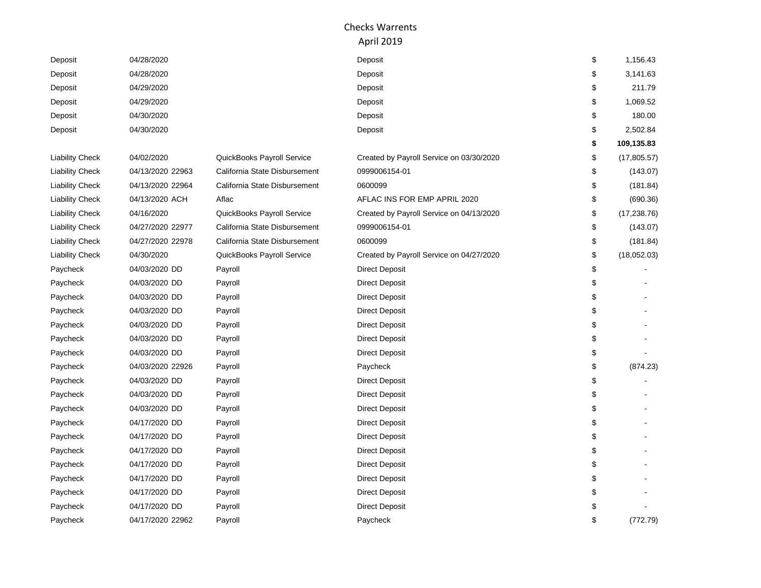# Checks Warrents

## April 2019

| Type | Date / Num | Name | Memo | | Amount |
|---|---|---|---|---|---|
| Deposit | 04/28/2020 | | Deposit | $ | 1,156.43 |
| Deposit | 04/28/2020 | | Deposit | $ | 3,141.63 |
| Deposit | 04/29/2020 | | Deposit | $ | 211.79 |
| Deposit | 04/29/2020 | | Deposit | $ | 1,069.52 |
| Deposit | 04/30/2020 | | Deposit | $ | 180.00 |
| Deposit | 04/30/2020 | | Deposit | $ | 2,502.84 |
| | | | | **$** | **109,135.83** |
| Liability Check | 04/02/2020 | QuickBooks Payroll Service | Created by Payroll Service on 03/30/2020 | $ | (17,805.57) |
| Liability Check | 04/13/2020 22963 | California State Disbursement | 0999006154-01 | $ | (143.07) |
| Liability Check | 04/13/2020 22964 | California State Disbursement | 0600099 | $ | (181.84) |
| Liability Check | 04/13/2020 ACH | Aflac | AFLAC INS FOR EMP APRIL 2020 | $ | (690.36) |
| Liability Check | 04/16/2020 | QuickBooks Payroll Service | Created by Payroll Service on 04/13/2020 | $ | (17,238.76) |
| Liability Check | 04/27/2020 22977 | California State Disbursement | 0999006154-01 | $ | (143.07) |
| Liability Check | 04/27/2020 22978 | California State Disbursement | 0600099 | $ | (181.84) |
| Liability Check | 04/30/2020 | QuickBooks Payroll Service | Created by Payroll Service on 04/27/2020 | $ | (18,052.03) |
| Paycheck | 04/03/2020 DD | Payroll | Direct Deposit | $ | - |
| Paycheck | 04/03/2020 DD | Payroll | Direct Deposit | $ | - |
| Paycheck | 04/03/2020 DD | Payroll | Direct Deposit | $ | - |
| Paycheck | 04/03/2020 DD | Payroll | Direct Deposit | $ | - |
| Paycheck | 04/03/2020 DD | Payroll | Direct Deposit | $ | - |
| Paycheck | 04/03/2020 DD | Payroll | Direct Deposit | $ | - |
| Paycheck | 04/03/2020 DD | Payroll | Direct Deposit | $ | - |
| Paycheck | 04/03/2020 22926 | Payroll | Paycheck | $ | (874.23) |
| Paycheck | 04/03/2020 DD | Payroll | Direct Deposit | $ | - |
| Paycheck | 04/03/2020 DD | Payroll | Direct Deposit | $ | - |
| Paycheck | 04/03/2020 DD | Payroll | Direct Deposit | $ | - |
| Paycheck | 04/17/2020 DD | Payroll | Direct Deposit | $ | - |
| Paycheck | 04/17/2020 DD | Payroll | Direct Deposit | $ | - |
| Paycheck | 04/17/2020 DD | Payroll | Direct Deposit | $ | - |
| Paycheck | 04/17/2020 DD | Payroll | Direct Deposit | $ | - |
| Paycheck | 04/17/2020 DD | Payroll | Direct Deposit | $ | - |
| Paycheck | 04/17/2020 DD | Payroll | Direct Deposit | $ | - |
| Paycheck | 04/17/2020 DD | Payroll | Direct Deposit | $ | - |
| Paycheck | 04/17/2020 22962 | Payroll | Paycheck | $ | (772.79) |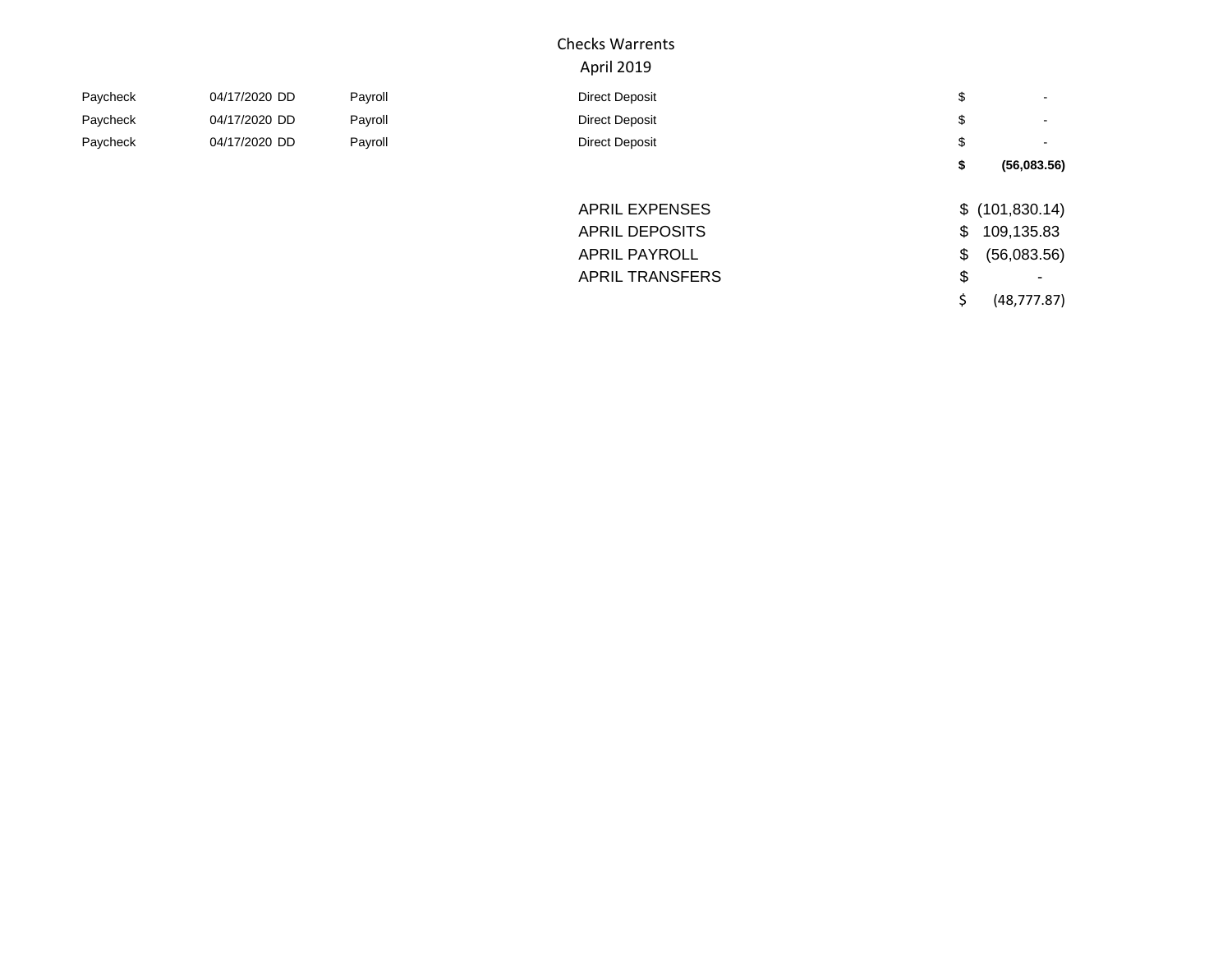Checks Warrents

April 2019

| | | | | | |
|---|---|---|---|---|---|
| Paycheck | 04/17/2020 | DD | Payroll | Direct Deposit | $ - |
| Paycheck | 04/17/2020 | DD | Payroll | Direct Deposit | $ - |
| Paycheck | 04/17/2020 | DD | Payroll | Direct Deposit | $ - |
| | | | | | **$ (56,083.56)** |

| | |
|---|---|
| APRIL EXPENSES | $ (101,830.14) |
| APRIL DEPOSITS | $ 109,135.83 |
| APRIL PAYROLL | $ (56,083.56) |
| APRIL TRANSFERS | $ - |
| | $ (48,777.87) |